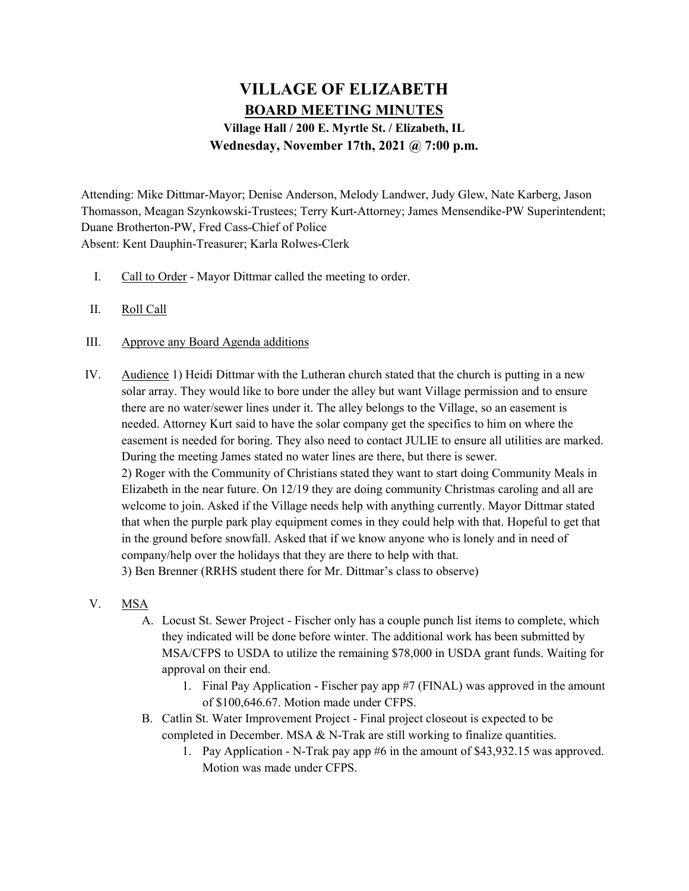# VILLAGE OF ELIZABETH

## BOARD MEETING MINUTES

### Village Hall / 200 E. Myrtle St. / Elizabeth, IL

### Wednesday, November 17th, 2021 @ 7:00 p.m.

Attending: Mike Dittmar-Mayor; Denise Anderson, Melody Landwer, Judy Glew, Nate Karberg, Jason Thomasson, Meagan Szynkowski-Trustees; Terry Kurt-Attorney; James Mensendike-PW Superintendent; Duane Brotherton-PW, Fred Cass-Chief of Police
Absent: Kent Dauphin-Treasurer; Karla Rolwes-Clerk

I. Call to Order - Mayor Dittmar called the meeting to order.

II. Roll Call

III. Approve any Board Agenda additions

IV. Audience 1) Heidi Dittmar with the Lutheran church stated that the church is putting in a new solar array. They would like to bore under the alley but want Village permission and to ensure there are no water/sewer lines under it. The alley belongs to the Village, so an easement is needed. Attorney Kurt said to have the solar company get the specifics to him on where the easement is needed for boring. They also need to contact JULIE to ensure all utilities are marked. During the meeting James stated no water lines are there, but there is sewer.
2) Roger with the Community of Christians stated they want to start doing Community Meals in Elizabeth in the near future. On 12/19 they are doing community Christmas caroling and all are welcome to join. Asked if the Village needs help with anything currently. Mayor Dittmar stated that when the purple park play equipment comes in they could help with that. Hopeful to get that in the ground before snowfall. Asked that if we know anyone who is lonely and in need of company/help over the holidays that they are there to help with that.
3) Ben Brenner (RRHS student there for Mr. Dittmar's class to observe)

V. MSA
   A. Locust St. Sewer Project - Fischer only has a couple punch list items to complete, which they indicated will be done before winter. The additional work has been submitted by MSA/CFPS to USDA to utilize the remaining $78,000 in USDA grant funds. Waiting for approval on their end.
      1. Final Pay Application - Fischer pay app #7 (FINAL) was approved in the amount of $100,646.67. Motion made under CFPS.
   B. Catlin St. Water Improvement Project - Final project closeout is expected to be completed in December. MSA & N-Trak are still working to finalize quantities.
      1. Pay Application - N-Trak pay app #6 in the amount of $43,932.15 was approved. Motion was made under CFPS.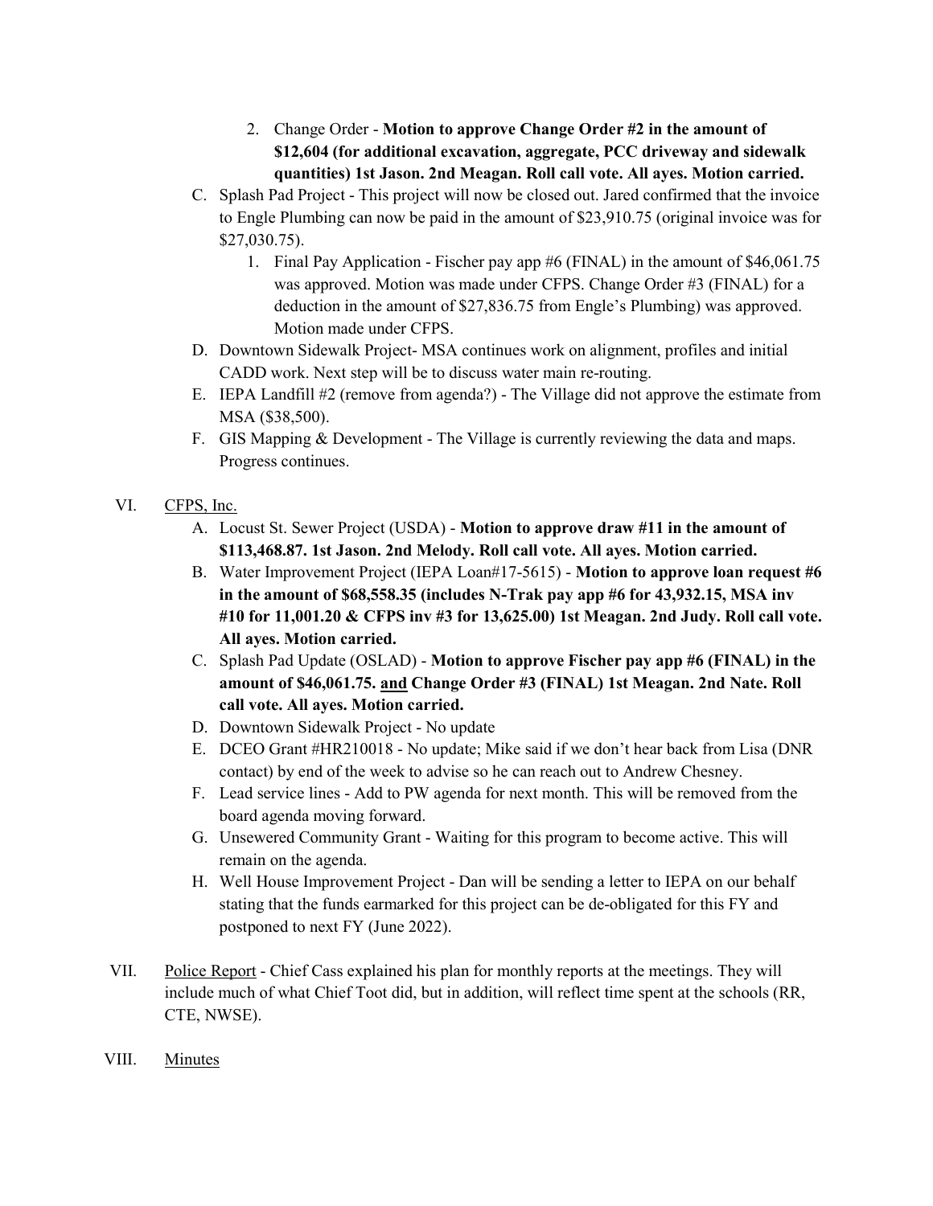2. Change Order - **Motion to approve Change Order #2 in the amount of $12,604 (for additional excavation, aggregate, PCC driveway and sidewalk quantities) 1st Jason. 2nd Meagan. Roll call vote. All ayes. Motion carried.**

C. Splash Pad Project - This project will now be closed out. Jared confirmed that the invoice to Engle Plumbing can now be paid in the amount of $23,910.75 (original invoice was for $27,030.75).

1. Final Pay Application - Fischer pay app #6 (FINAL) in the amount of $46,061.75 was approved. Motion was made under CFPS. Change Order #3 (FINAL) for a deduction in the amount of $27,836.75 from Engle's Plumbing) was approved. Motion made under CFPS.

D. Downtown Sidewalk Project- MSA continues work on alignment, profiles and initial CADD work. Next step will be to discuss water main re-routing.

E. IEPA Landfill #2 (remove from agenda?) - The Village did not approve the estimate from MSA ($38,500).

F. GIS Mapping & Development - The Village is currently reviewing the data and maps. Progress continues.

VI. CFPS, Inc.

A. Locust St. Sewer Project (USDA) - **Motion to approve draw #11 in the amount of $113,468.87. 1st Jason. 2nd Melody. Roll call vote. All ayes. Motion carried.**

B. Water Improvement Project (IEPA Loan#17-5615) - **Motion to approve loan request #6 in the amount of $68,558.35 (includes N-Trak pay app #6 for 43,932.15, MSA inv #10 for 11,001.20 & CFPS inv #3 for 13,625.00) 1st Meagan. 2nd Judy. Roll call vote. All ayes. Motion carried.**

C. Splash Pad Update (OSLAD) - **Motion to approve Fischer pay app #6 (FINAL) in the amount of $46,061.75. and Change Order #3 (FINAL) 1st Meagan. 2nd Nate. Roll call vote. All ayes. Motion carried.**

D. Downtown Sidewalk Project - No update

E. DCEO Grant #HR210018 - No update; Mike said if we don't hear back from Lisa (DNR contact) by end of the week to advise so he can reach out to Andrew Chesney.

F. Lead service lines - Add to PW agenda for next month. This will be removed from the board agenda moving forward.

G. Unsewered Community Grant - Waiting for this program to become active. This will remain on the agenda.

H. Well House Improvement Project - Dan will be sending a letter to IEPA on our behalf stating that the funds earmarked for this project can be de-obligated for this FY and postponed to next FY (June 2022).

VII. Police Report - Chief Cass explained his plan for monthly reports at the meetings. They will include much of what Chief Toot did, but in addition, will reflect time spent at the schools (RR, CTE, NWSE).

VIII. Minutes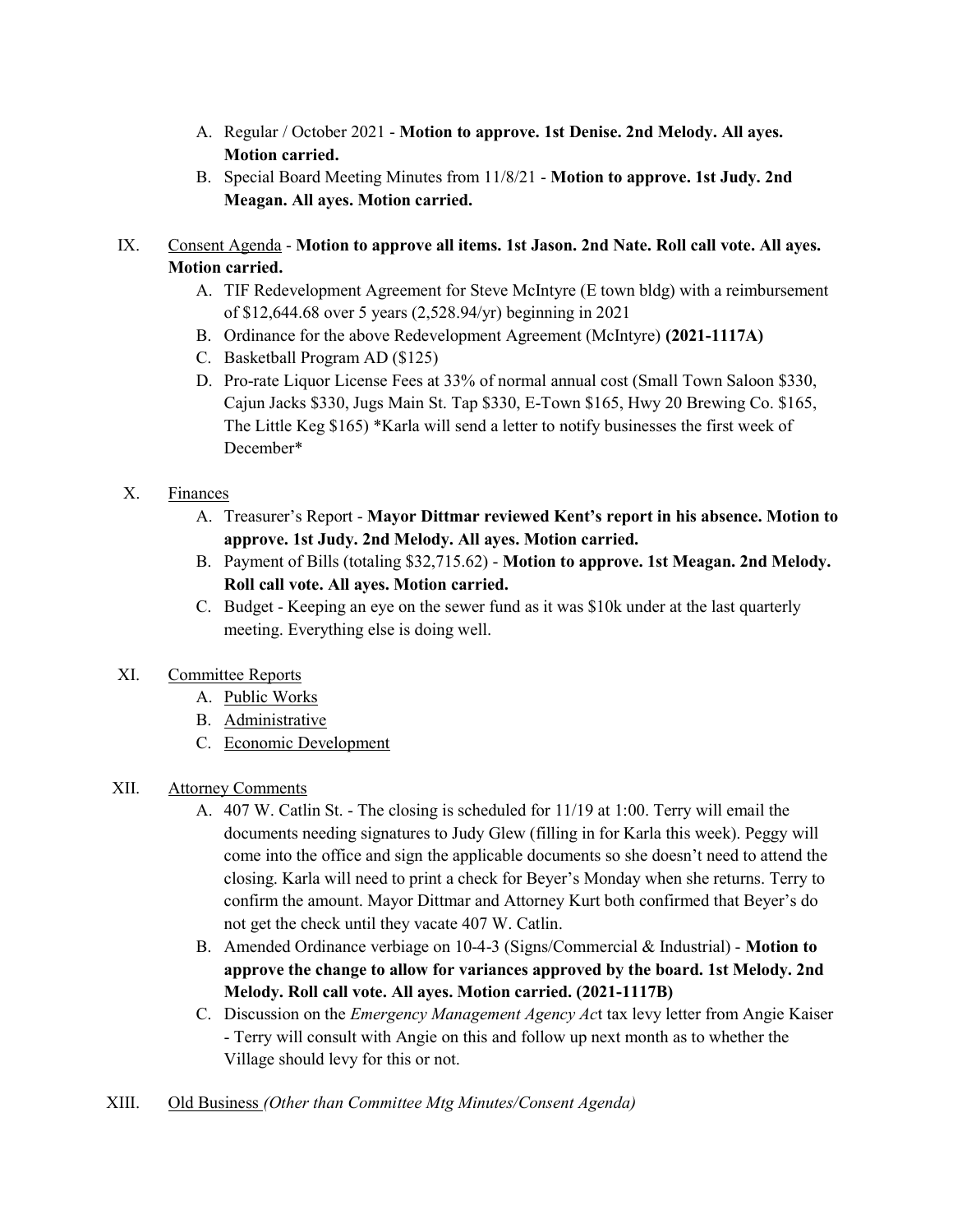A. Regular / October 2021 - **Motion to approve. 1st Denise. 2nd Melody. All ayes. Motion carried.**

B. Special Board Meeting Minutes from 11/8/21 - **Motion to approve. 1st Judy. 2nd Meagan. All ayes. Motion carried.**

IX. Consent Agenda - **Motion to approve all items. 1st Jason. 2nd Nate. Roll call vote. All ayes. Motion carried.**

   A. TIF Redevelopment Agreement for Steve McIntyre (E town bldg) with a reimbursement of $12,644.68 over 5 years (2,528.94/yr) beginning in 2021

   B. Ordinance for the above Redevelopment Agreement (McIntyre) **(2021-1117A)**

   C. Basketball Program AD ($125)

   D. Pro-rate Liquor License Fees at 33% of normal annual cost (Small Town Saloon $330, Cajun Jacks $330, Jugs Main St. Tap $330, E-Town $165, Hwy 20 Brewing Co. $165, The Little Keg $165) *Karla will send a letter to notify businesses the first week of December*

X. Finances

   A. Treasurer's Report - **Mayor Dittmar reviewed Kent's report in his absence. Motion to approve. 1st Judy. 2nd Melody. All ayes. Motion carried.**

   B. Payment of Bills (totaling $32,715.62) - **Motion to approve. 1st Meagan. 2nd Melody. Roll call vote. All ayes. Motion carried.**

   C. Budget - Keeping an eye on the sewer fund as it was $10k under at the last quarterly meeting. Everything else is doing well.

XI. Committee Reports

   A. Public Works

   B. Administrative

   C. Economic Development

XII. Attorney Comments

   A. 407 W. Catlin St. - The closing is scheduled for 11/19 at 1:00. Terry will email the documents needing signatures to Judy Glew (filling in for Karla this week). Peggy will come into the office and sign the applicable documents so she doesn't need to attend the closing. Karla will need to print a check for Beyer's Monday when she returns. Terry to confirm the amount. Mayor Dittmar and Attorney Kurt both confirmed that Beyer's do not get the check until they vacate 407 W. Catlin.

   B. Amended Ordinance verbiage on 10-4-3 (Signs/Commercial & Industrial) - **Motion to approve the change to allow for variances approved by the board. 1st Melody. 2nd Melody. Roll call vote. All ayes. Motion carried. (2021-1117B)**

   C. Discussion on the *Emergency Management Agency Act* tax levy letter from Angie Kaiser - Terry will consult with Angie on this and follow up next month as to whether the Village should levy for this or not.

XIII. Old Business *(Other than Committee Mtg Minutes/Consent Agenda)*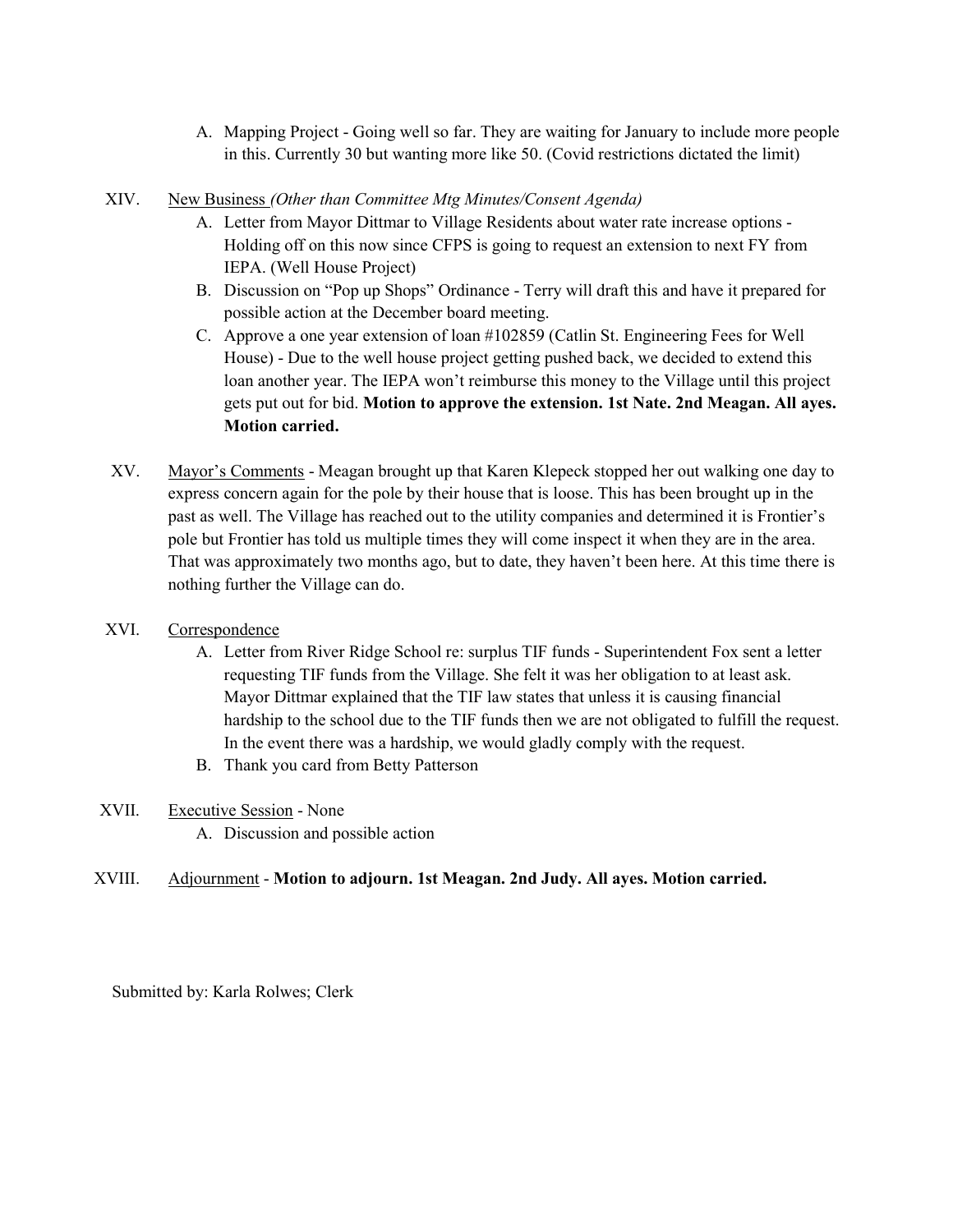A. Mapping Project - Going well so far. They are waiting for January to include more people in this. Currently 30 but wanting more like 50. (Covid restrictions dictated the limit)

XIV. New Business *(Other than Committee Mtg Minutes/Consent Agenda)*

A. Letter from Mayor Dittmar to Village Residents about water rate increase options - Holding off on this now since CFPS is going to request an extension to next FY from IEPA. (Well House Project)

B. Discussion on "Pop up Shops" Ordinance - Terry will draft this and have it prepared for possible action at the December board meeting.

C. Approve a one year extension of loan #102859 (Catlin St. Engineering Fees for Well House) - Due to the well house project getting pushed back, we decided to extend this loan another year. The IEPA won't reimburse this money to the Village until this project gets put out for bid. **Motion to approve the extension. 1st Nate. 2nd Meagan. All ayes. Motion carried.**

XV. Mayor's Comments - Meagan brought up that Karen Klepeck stopped her out walking one day to express concern again for the pole by their house that is loose. This has been brought up in the past as well. The Village has reached out to the utility companies and determined it is Frontier's pole but Frontier has told us multiple times they will come inspect it when they are in the area. That was approximately two months ago, but to date, they haven't been here. At this time there is nothing further the Village can do.

XVI. Correspondence

A. Letter from River Ridge School re: surplus TIF funds - Superintendent Fox sent a letter requesting TIF funds from the Village. She felt it was her obligation to at least ask. Mayor Dittmar explained that the TIF law states that unless it is causing financial hardship to the school due to the TIF funds then we are not obligated to fulfill the request. In the event there was a hardship, we would gladly comply with the request.

B. Thank you card from Betty Patterson

XVII. Executive Session - None

A. Discussion and possible action

XVIII. Adjournment - **Motion to adjourn. 1st Meagan. 2nd Judy. All ayes. Motion carried.**

Submitted by: Karla Rolwes; Clerk